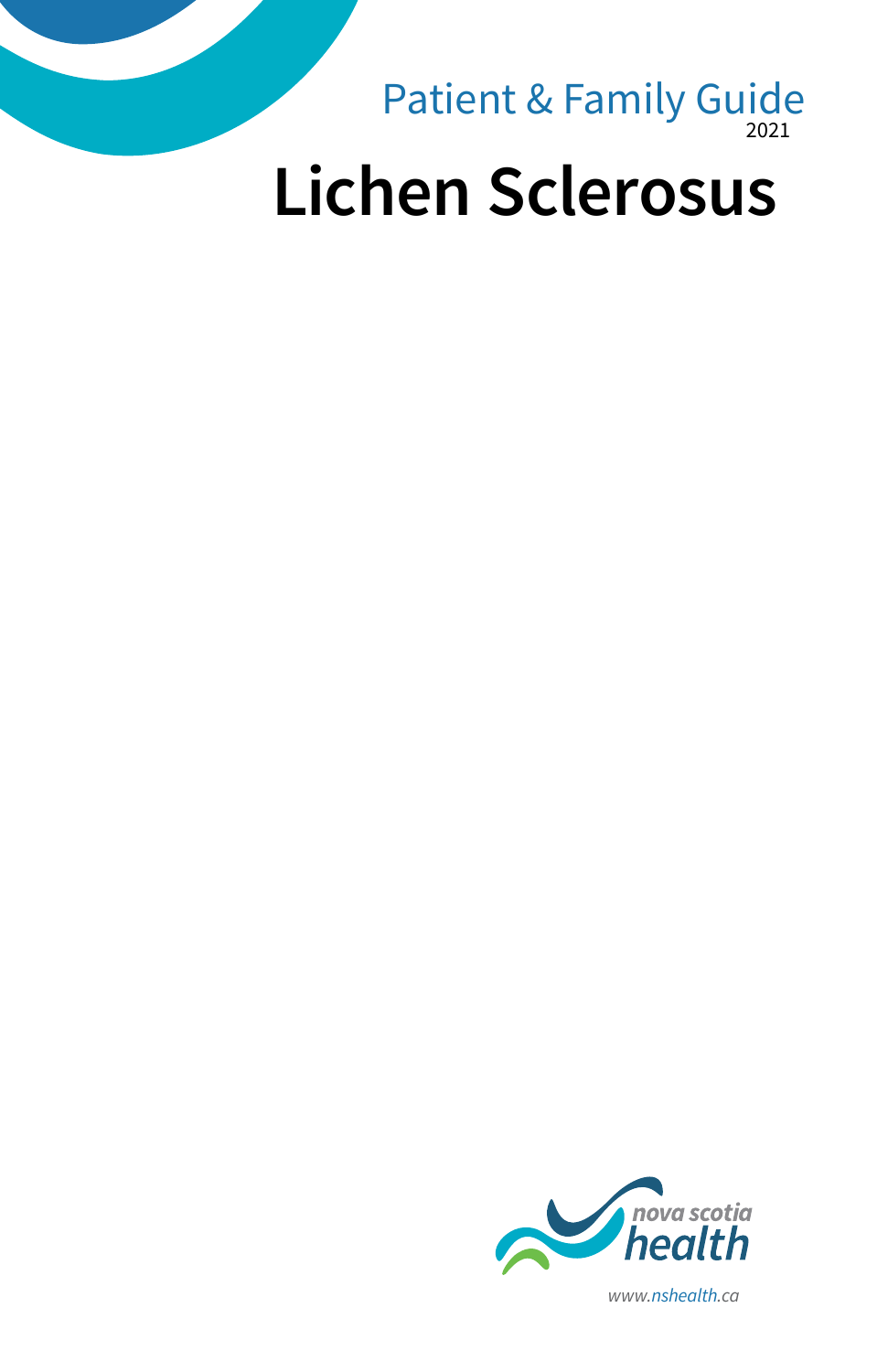Patient & Family Guide
2021

# Lichen Sclerosus

nova scotia health

www.nshealth.ca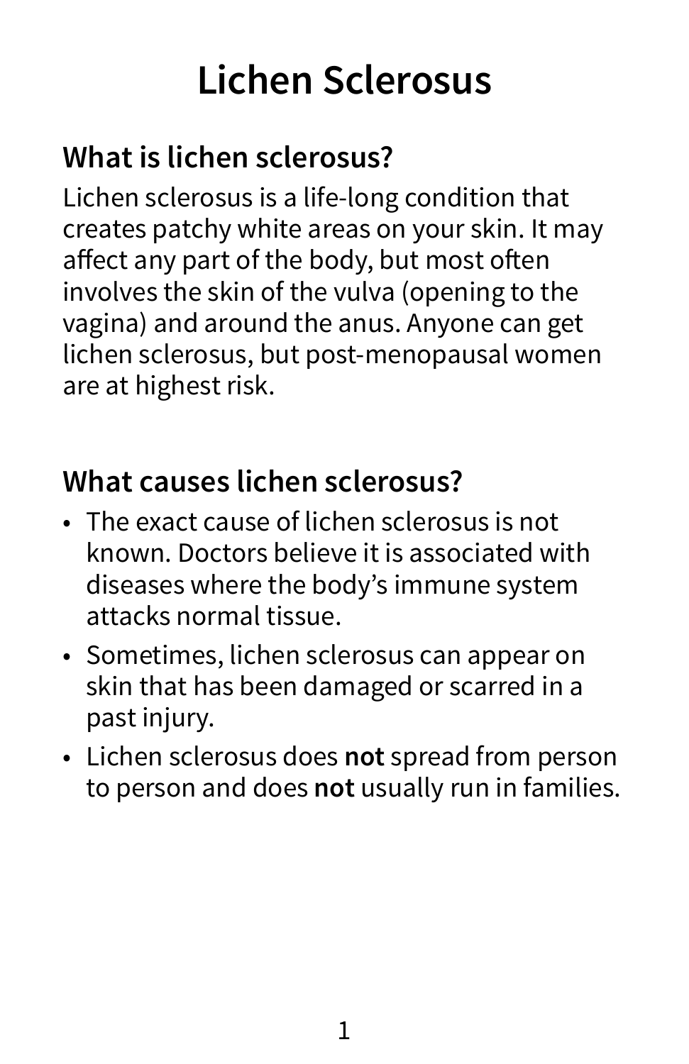# Lichen Sclerosus

## What is lichen sclerosus?

Lichen sclerosus is a life-long condition that creates patchy white areas on your skin. It may affect any part of the body, but most often involves the skin of the vulva (opening to the vagina) and around the anus. Anyone can get lichen sclerosus, but post-menopausal women are at highest risk.

## What causes lichen sclerosus?

- The exact cause of lichen sclerosus is not known. Doctors believe it is associated with diseases where the body's immune system attacks normal tissue.
- Sometimes, lichen sclerosus can appear on skin that has been damaged or scarred in a past injury.
- Lichen sclerosus does **not** spread from person to person and does **not** usually run in families.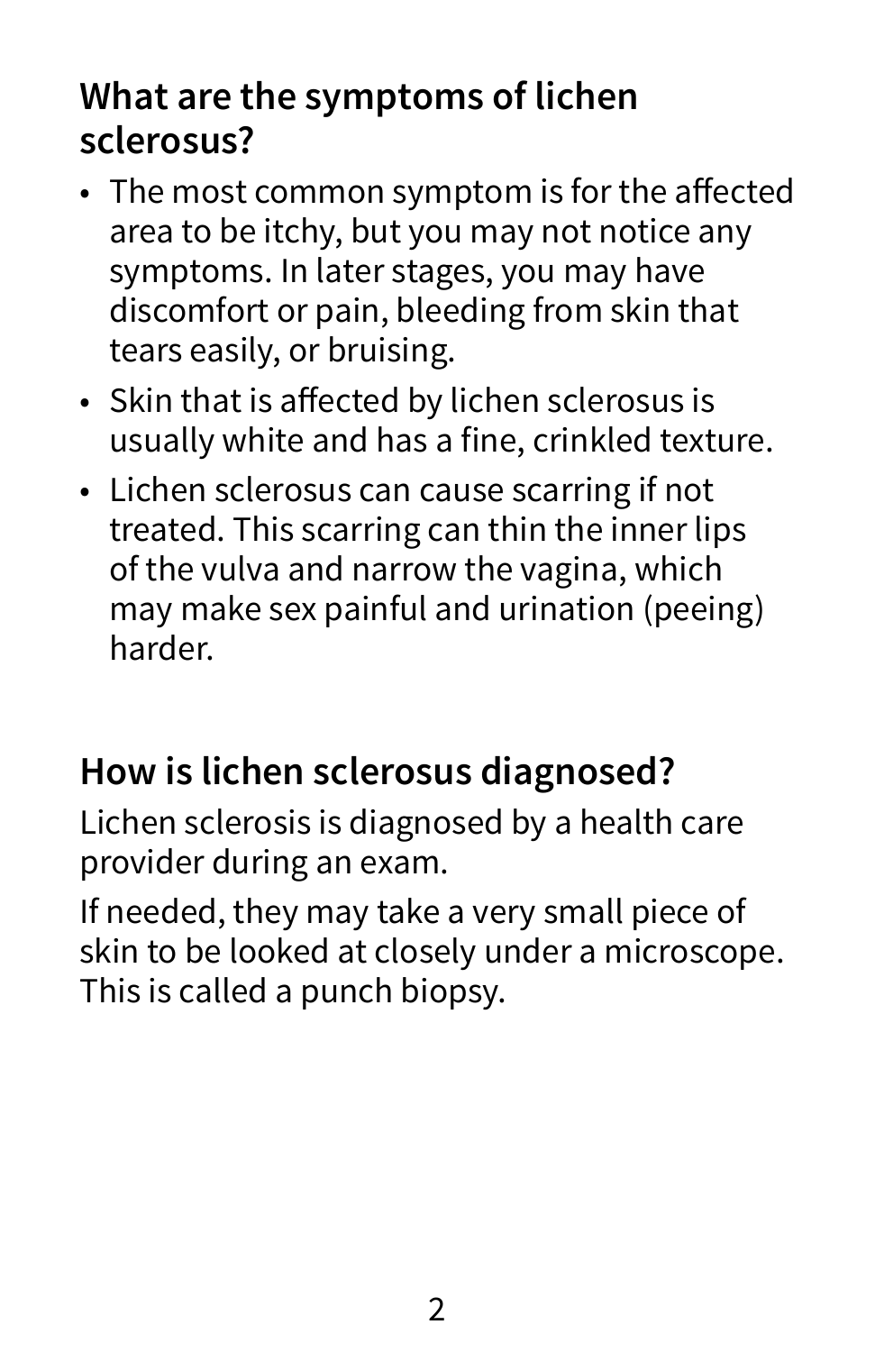## What are the symptoms of lichen sclerosus?

- The most common symptom is for the affected area to be itchy, but you may not notice any symptoms. In later stages, you may have discomfort or pain, bleeding from skin that tears easily, or bruising.
- Skin that is affected by lichen sclerosus is usually white and has a fine, crinkled texture.
- Lichen sclerosus can cause scarring if not treated. This scarring can thin the inner lips of the vulva and narrow the vagina, which may make sex painful and urination (peeing) harder.

## How is lichen sclerosus diagnosed?

Lichen sclerosis is diagnosed by a health care provider during an exam.

If needed, they may take a very small piece of skin to be looked at closely under a microscope. This is called a punch biopsy.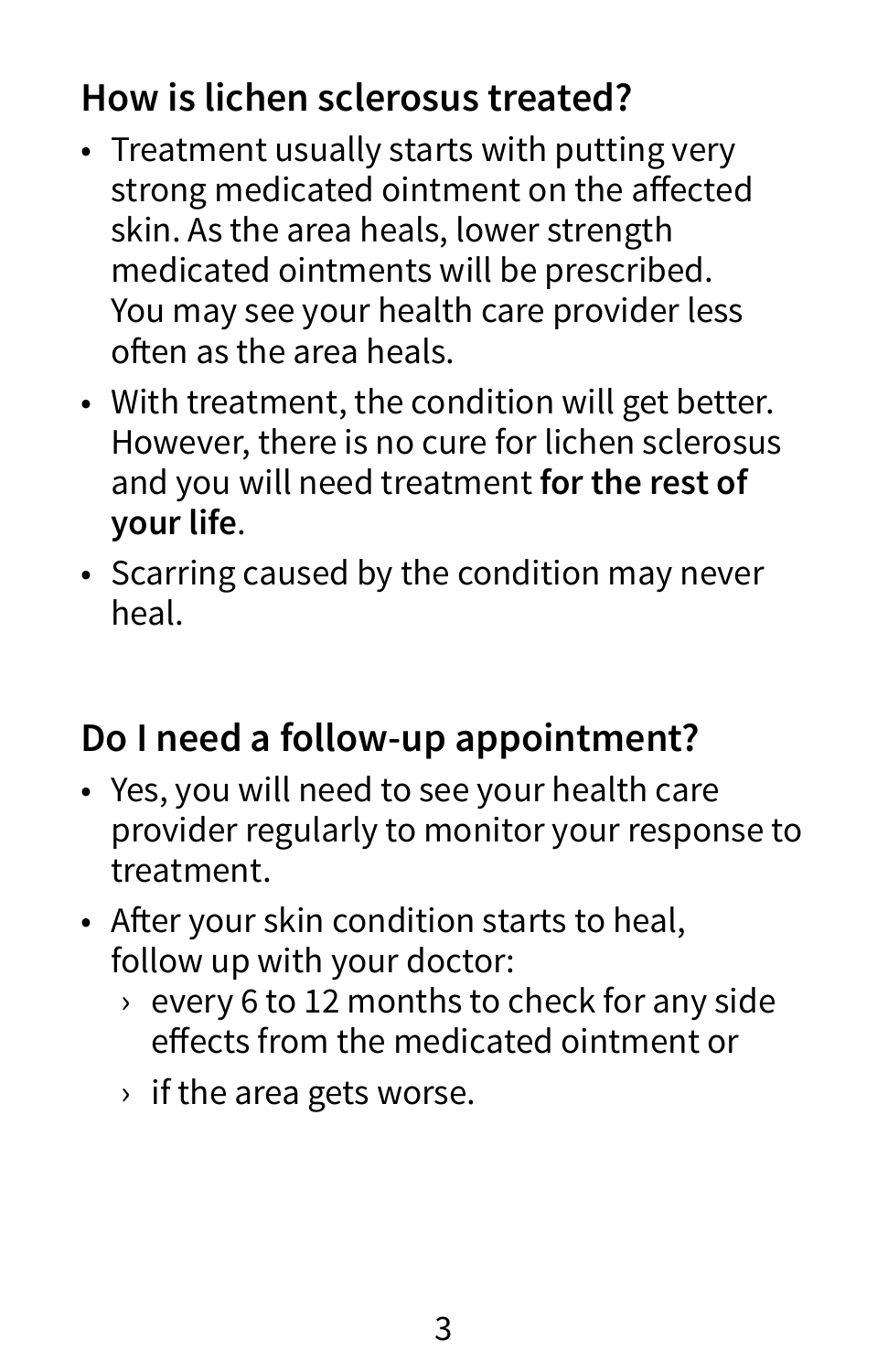## How is lichen sclerosus treated?

- Treatment usually starts with putting very strong medicated ointment on the affected skin. As the area heals, lower strength medicated ointments will be prescribed. You may see your health care provider less often as the area heals.
- With treatment, the condition will get better. However, there is no cure for lichen sclerosus and you will need treatment **for the rest of your life**.
- Scarring caused by the condition may never heal.

## Do I need a follow-up appointment?

- Yes, you will need to see your health care provider regularly to monitor your response to treatment.
- After your skin condition starts to heal, follow up with your doctor:
  - every 6 to 12 months to check for any side effects from the medicated ointment or
  - if the area gets worse.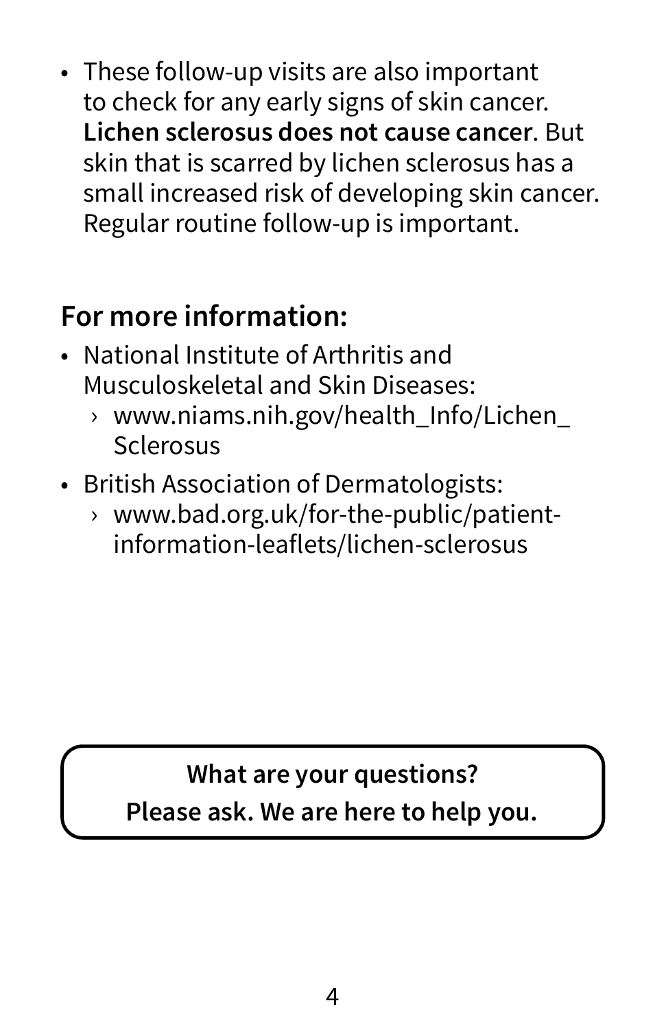- These follow-up visits are also important to check for any early signs of skin cancer. **Lichen sclerosus does not cause cancer**. But skin that is scarred by lichen sclerosus has a small increased risk of developing skin cancer. Regular routine follow-up is important.

## For more information:

- National Institute of Arthritis and Musculoskeletal and Skin Diseases:
  - www.niams.nih.gov/health_Info/Lichen_Sclerosus
- British Association of Dermatologists:
  - www.bad.org.uk/for-the-public/patient-information-leaflets/lichen-sclerosus

**What are your questions?**
**Please ask. We are here to help you.**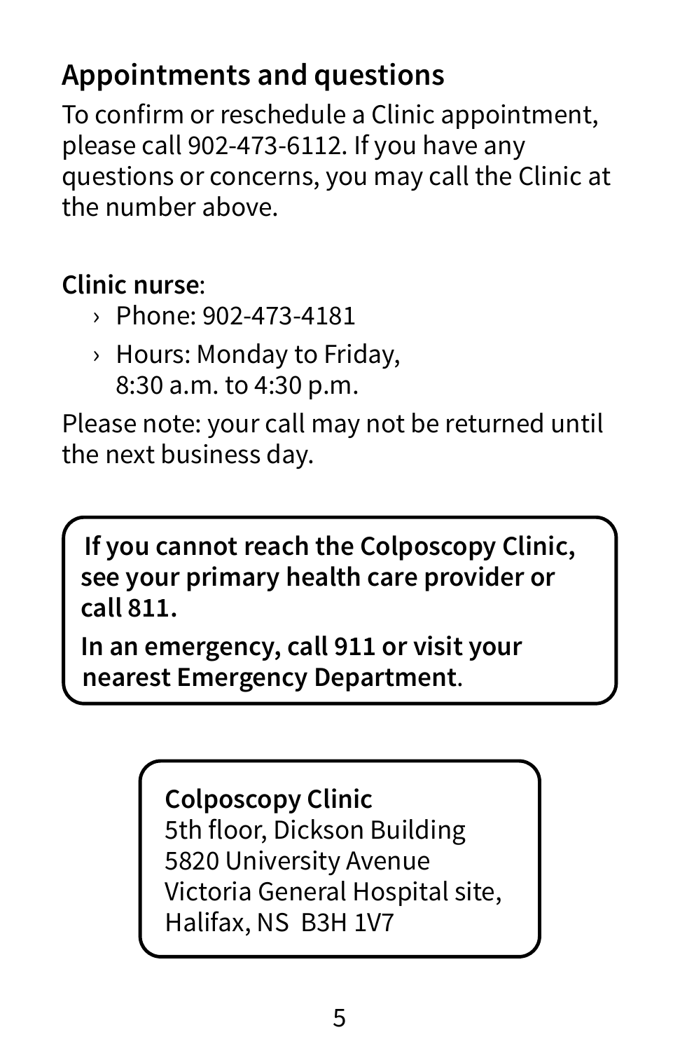## Appointments and questions

To confirm or reschedule a Clinic appointment, please call 902-473-6112. If you have any questions or concerns, you may call the Clinic at the number above.

**Clinic nurse**:

- Phone: 902-473-4181
- Hours: Monday to Friday, 8:30 a.m. to 4:30 p.m.

Please note: your call may not be returned until the next business day.

**If you cannot reach the Colposcopy Clinic, see your primary health care provider or call 811.**

**In an emergency, call 911 or visit your nearest Emergency Department**.

**Colposcopy Clinic**
5th floor, Dickson Building
5820 University Avenue
Victoria General Hospital site,
Halifax, NS B3H 1V7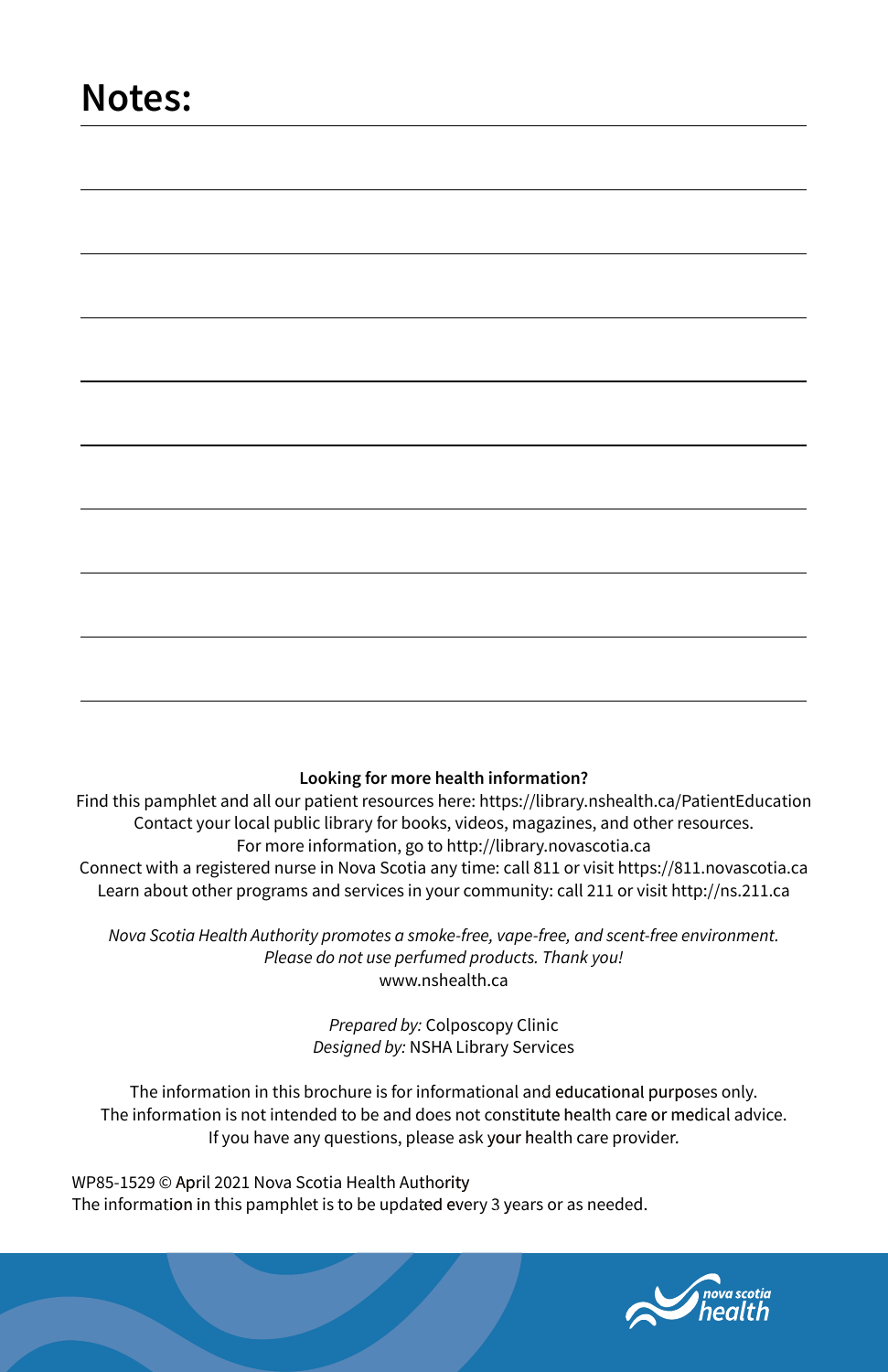# Notes:

**Looking for more health information?**

Find this pamphlet and all our patient resources here: https://library.nshealth.ca/PatientEducation
Contact your local public library for books, videos, magazines, and other resources.
For more information, go to http://library.novascotia.ca
Connect with a registered nurse in Nova Scotia any time: call 811 or visit https://811.novascotia.ca
Learn about other programs and services in your community: call 211 or visit http://ns.211.ca

*Nova Scotia Health Authority promotes a smoke-free, vape-free, and scent-free environment. Please do not use perfumed products. Thank you!*
www.nshealth.ca

*Prepared by:* Colposcopy Clinic
*Designed by:* NSHA Library Services

The information in this brochure is for informational and educational purposes only.
The information is not intended to be and does not constitute health care or medical advice.
If you have any questions, please ask your health care provider.

WP85-1529 © April 2021 Nova Scotia Health Authority
The information in this pamphlet is to be updated every 3 years or as needed.

nova scotia health